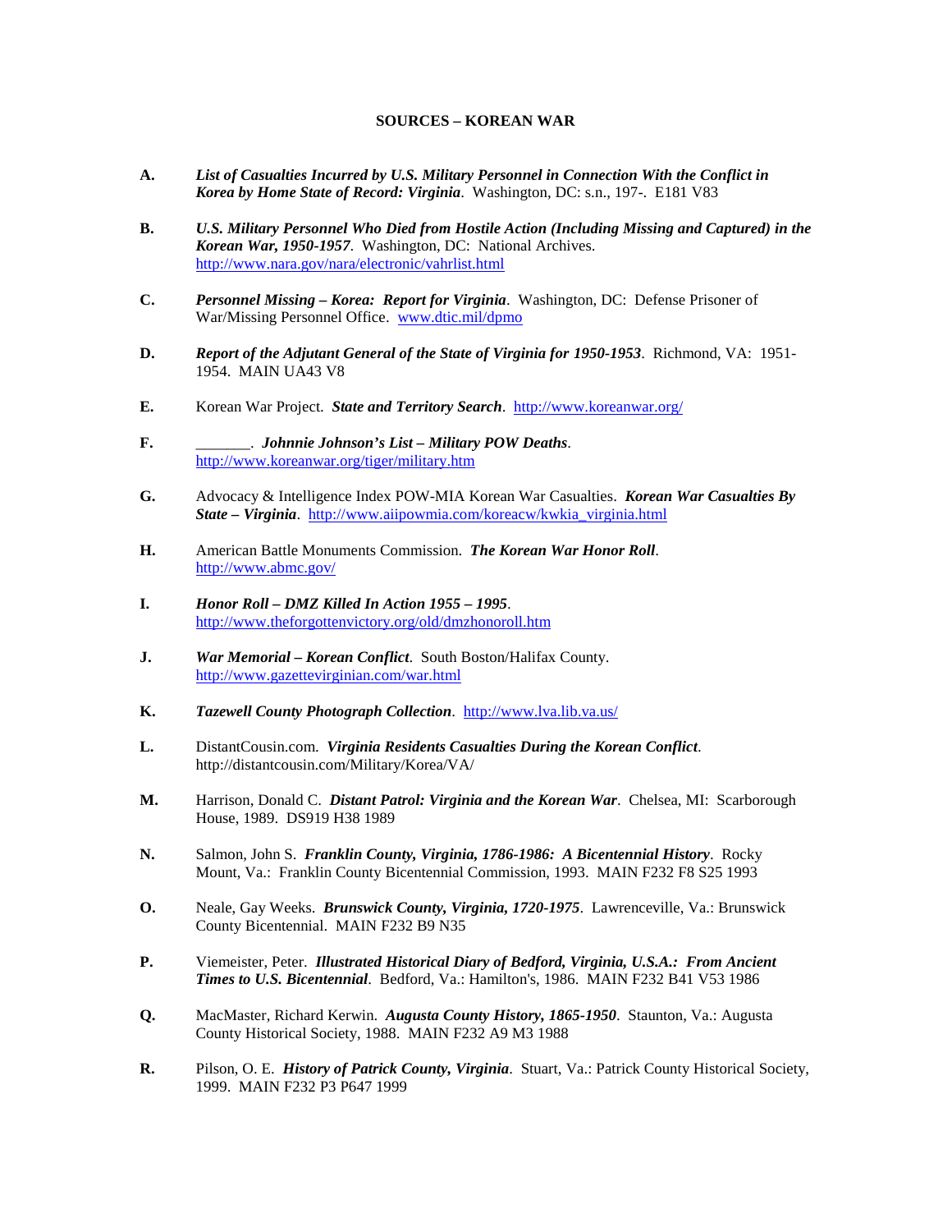# SOURCES – KOREAN WAR

**A.** ***List of Casualties Incurred by U.S. Military Personnel in Connection With the Conflict in Korea by Home State of Record: Virginia***. Washington, DC: s.n., 197-. E181 V83

**B.** ***U.S. Military Personnel Who Died from Hostile Action (Including Missing and Captured) in the Korean War, 1950-1957***. Washington, DC: National Archives. http://www.nara.gov/nara/electronic/vahrlist.html

**C.** ***Personnel Missing – Korea: Report for Virginia***. Washington, DC: Defense Prisoner of War/Missing Personnel Office. www.dtic.mil/dpmo

**D.** ***Report of the Adjutant General of the State of Virginia for 1950-1953***. Richmond, VA: 1951-1954. MAIN UA43 V8

**E.** Korean War Project. ***State and Territory Search***. http://www.koreanwar.org/

**F.** _______. ***Johnnie Johnson's List – Military POW Deaths***. http://www.koreanwar.org/tiger/military.htm

**G.** Advocacy & Intelligence Index POW-MIA Korean War Casualties. ***Korean War Casualties By State – Virginia***. http://www.aiipowmia.com/koreacw/kwkia_virginia.html

**H.** American Battle Monuments Commission. ***The Korean War Honor Roll***. http://www.abmc.gov/

**I.** ***Honor Roll – DMZ Killed In Action 1955 – 1995***. http://www.theforgottenvictory.org/old/dmzhonoroll.htm

**J.** ***War Memorial – Korean Conflict***. South Boston/Halifax County. http://www.gazettevirginian.com/war.html

**K.** ***Tazewell County Photograph Collection***. http://www.lva.lib.va.us/

**L.** DistantCousin.com. ***Virginia Residents Casualties During the Korean Conflict***. http://distantcousin.com/Military/Korea/VA/

**M.** Harrison, Donald C. ***Distant Patrol: Virginia and the Korean War***. Chelsea, MI: Scarborough House, 1989. DS919 H38 1989

**N.** Salmon, John S. ***Franklin County, Virginia, 1786-1986: A Bicentennial History***. Rocky Mount, Va.: Franklin County Bicentennial Commission, 1993. MAIN F232 F8 S25 1993

**O.** Neale, Gay Weeks. ***Brunswick County, Virginia, 1720-1975***. Lawrenceville, Va.: Brunswick County Bicentennial. MAIN F232 B9 N35

**P.** Viemeister, Peter. ***Illustrated Historical Diary of Bedford, Virginia, U.S.A.: From Ancient Times to U.S. Bicentennial***. Bedford, Va.: Hamilton's, 1986. MAIN F232 B41 V53 1986

**Q.** MacMaster, Richard Kerwin. ***Augusta County History, 1865-1950***. Staunton, Va.: Augusta County Historical Society, 1988. MAIN F232 A9 M3 1988

**R.** Pilson, O. E. ***History of Patrick County, Virginia***. Stuart, Va.: Patrick County Historical Society, 1999. MAIN F232 P3 P647 1999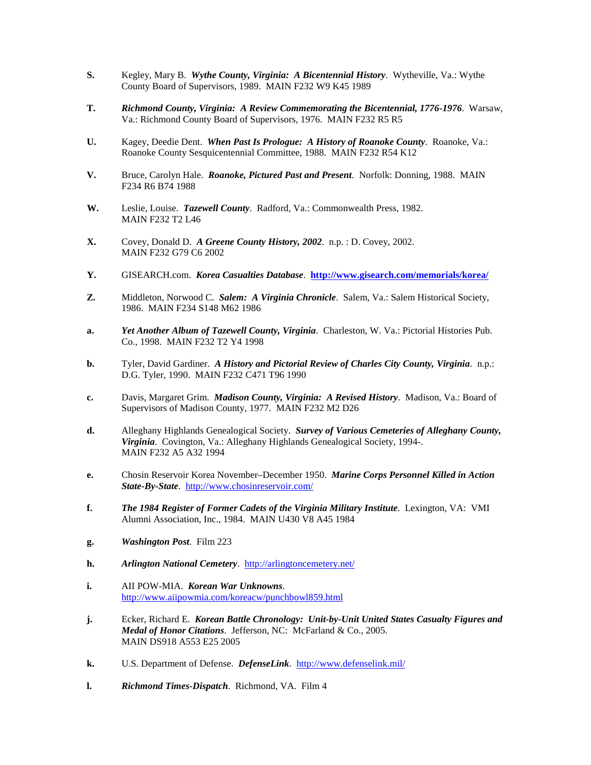**S.** Kegley, Mary B. ***Wythe County, Virginia: A Bicentennial History***. Wytheville, Va.: Wythe County Board of Supervisors, 1989. MAIN F232 W9 K45 1989

**T.** ***Richmond County, Virginia: A Review Commemorating the Bicentennial, 1776-1976***. Warsaw, Va.: Richmond County Board of Supervisors, 1976. MAIN F232 R5 R5

**U.** Kagey, Deedie Dent. ***When Past Is Prologue: A History of Roanoke County***. Roanoke, Va.: Roanoke County Sesquicentennial Committee, 1988. MAIN F232 R54 K12

**V.** Bruce, Carolyn Hale. ***Roanoke, Pictured Past and Present***. Norfolk: Donning, 1988. MAIN F234 R6 B74 1988

**W.** Leslie, Louise. ***Tazewell County***. Radford, Va.: Commonwealth Press, 1982. MAIN F232 T2 L46

**X.** Covey, Donald D. ***A Greene County History, 2002***. n.p. : D. Covey, 2002. MAIN F232 G79 C6 2002

**Y.** GISEARCH.com. ***Korea Casualties Database***. **http://www.gisearch.com/memorials/korea/**

**Z.** Middleton, Norwood C. ***Salem: A Virginia Chronicle***. Salem, Va.: Salem Historical Society, 1986. MAIN F234 S148 M62 1986

**a.** ***Yet Another Album of Tazewell County, Virginia***. Charleston, W. Va.: Pictorial Histories Pub. Co., 1998. MAIN F232 T2 Y4 1998

**b.** Tyler, David Gardiner. ***A History and Pictorial Review of Charles City County, Virginia***. n.p.: D.G. Tyler, 1990. MAIN F232 C471 T96 1990

**c.** Davis, Margaret Grim. ***Madison County, Virginia: A Revised History***. Madison, Va.: Board of Supervisors of Madison County, 1977. MAIN F232 M2 D26

**d.** Alleghany Highlands Genealogical Society. ***Survey of Various Cemeteries of Alleghany County, Virginia***. Covington, Va.: Alleghany Highlands Genealogical Society, 1994-. MAIN F232 A5 A32 1994

**e.** Chosin Reservoir Korea November–December 1950. ***Marine Corps Personnel Killed in Action State-By-State***. http://www.chosinreservoir.com/

**f.** ***The 1984 Register of Former Cadets of the Virginia Military Institute***. Lexington, VA: VMI Alumni Association, Inc., 1984. MAIN U430 V8 A45 1984

**g.** ***Washington Post***. Film 223

**h.** ***Arlington National Cemetery***. http://arlingtoncemetery.net/

**i.** AII POW-MIA. ***Korean War Unknowns***. http://www.aiipowmia.com/koreacw/punchbowl859.html

**j.** Ecker, Richard E. ***Korean Battle Chronology: Unit-by-Unit United States Casualty Figures and Medal of Honor Citations***. Jefferson, NC: McFarland & Co., 2005. MAIN DS918 A553 E25 2005

**k.** U.S. Department of Defense. ***DefenseLink***. http://www.defenselink.mil/

**l.** ***Richmond Times-Dispatch***. Richmond, VA. Film 4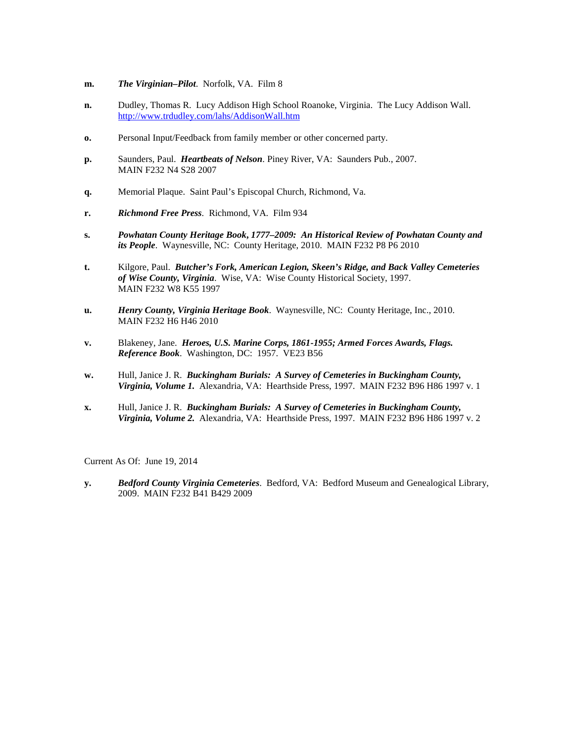**m.** ***The Virginian–Pilot***. Norfolk, VA. Film 8

**n.** Dudley, Thomas R. Lucy Addison High School Roanoke, Virginia. The Lucy Addison Wall. [http://www.trdudley.com/lahs/AddisonWall.htm](http://www.trdudley.com/lahs/AddisonWall.htm)

**o.** Personal Input/Feedback from family member or other concerned party.

**p.** Saunders, Paul. ***Heartbeats of Nelson***. Piney River, VA: Saunders Pub., 2007. MAIN F232 N4 S28 2007

**q.** Memorial Plaque. Saint Paul's Episcopal Church, Richmond, Va.

**r.** ***Richmond Free Press***. Richmond, VA. Film 934

**s.** ***Powhatan County Heritage Book, 1777–2009: An Historical Review of Powhatan County and its People***. Waynesville, NC: County Heritage, 2010. MAIN F232 P8 P6 2010

**t.** Kilgore, Paul. ***Butcher's Fork, American Legion, Skeen's Ridge, and Back Valley Cemeteries of Wise County, Virginia***. Wise, VA: Wise County Historical Society, 1997. MAIN F232 W8 K55 1997

**u.** ***Henry County, Virginia Heritage Book***. Waynesville, NC: County Heritage, Inc., 2010. MAIN F232 H6 H46 2010

**v.** Blakeney, Jane. ***Heroes, U.S. Marine Corps, 1861-1955; Armed Forces Awards, Flags. Reference Book***. Washington, DC: 1957. VE23 B56

**w.** Hull, Janice J. R. ***Buckingham Burials: A Survey of Cemeteries in Buckingham County, Virginia, Volume 1.*** Alexandria, VA: Hearthside Press, 1997. MAIN F232 B96 H86 1997 v. 1

**x.** Hull, Janice J. R. ***Buckingham Burials: A Survey of Cemeteries in Buckingham County, Virginia, Volume 2.*** Alexandria, VA: Hearthside Press, 1997. MAIN F232 B96 H86 1997 v. 2

Current As Of: June 19, 2014

**y.** ***Bedford County Virginia Cemeteries***. Bedford, VA: Bedford Museum and Genealogical Library, 2009. MAIN F232 B41 B429 2009